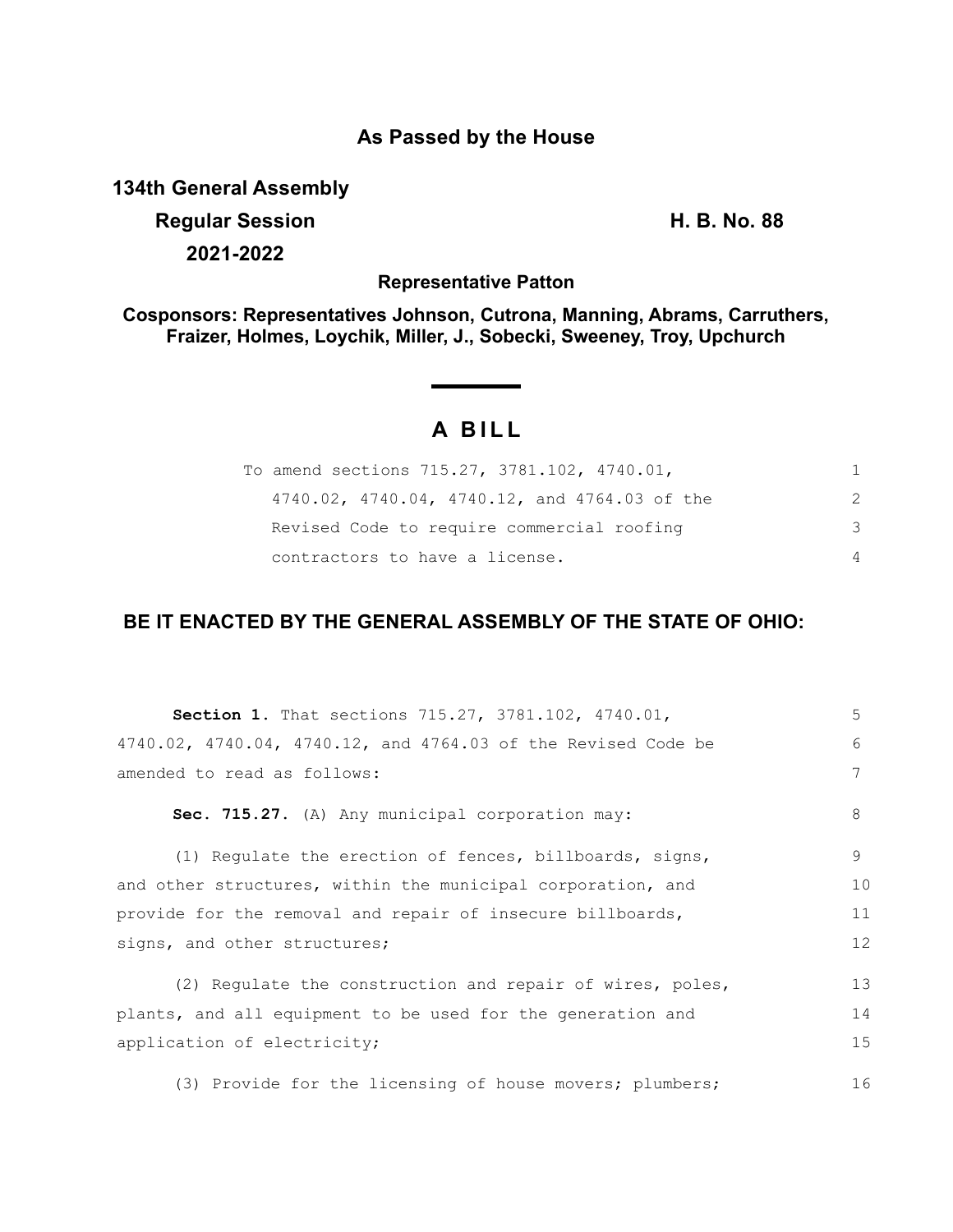**As Passed by the House**

**134th General Assembly**

**Regular Session** **H. B. No. 88**

**2021-2022**

**Representative Patton**

**Cosponsors: Representatives Johnson, Cutrona, Manning, Abrams, Carruthers, Fraizer, Holmes, Loychik, Miller, J., Sobecki, Sweeney, Troy, Upchurch**

# A BILL

To amend sections 715.27, 3781.102, 4740.01, 4740.02, 4740.04, 4740.12, and 4764.03 of the Revised Code to require commercial roofing contractors to have a license.

## BE IT ENACTED BY THE GENERAL ASSEMBLY OF THE STATE OF OHIO:

**Section 1.** That sections 715.27, 3781.102, 4740.01, 4740.02, 4740.04, 4740.12, and 4764.03 of the Revised Code be amended to read as follows:

**Sec. 715.27.** (A) Any municipal corporation may:

(1) Regulate the erection of fences, billboards, signs, and other structures, within the municipal corporation, and provide for the removal and repair of insecure billboards, signs, and other structures;

(2) Regulate the construction and repair of wires, poles, plants, and all equipment to be used for the generation and application of electricity;

(3) Provide for the licensing of house movers; plumbers;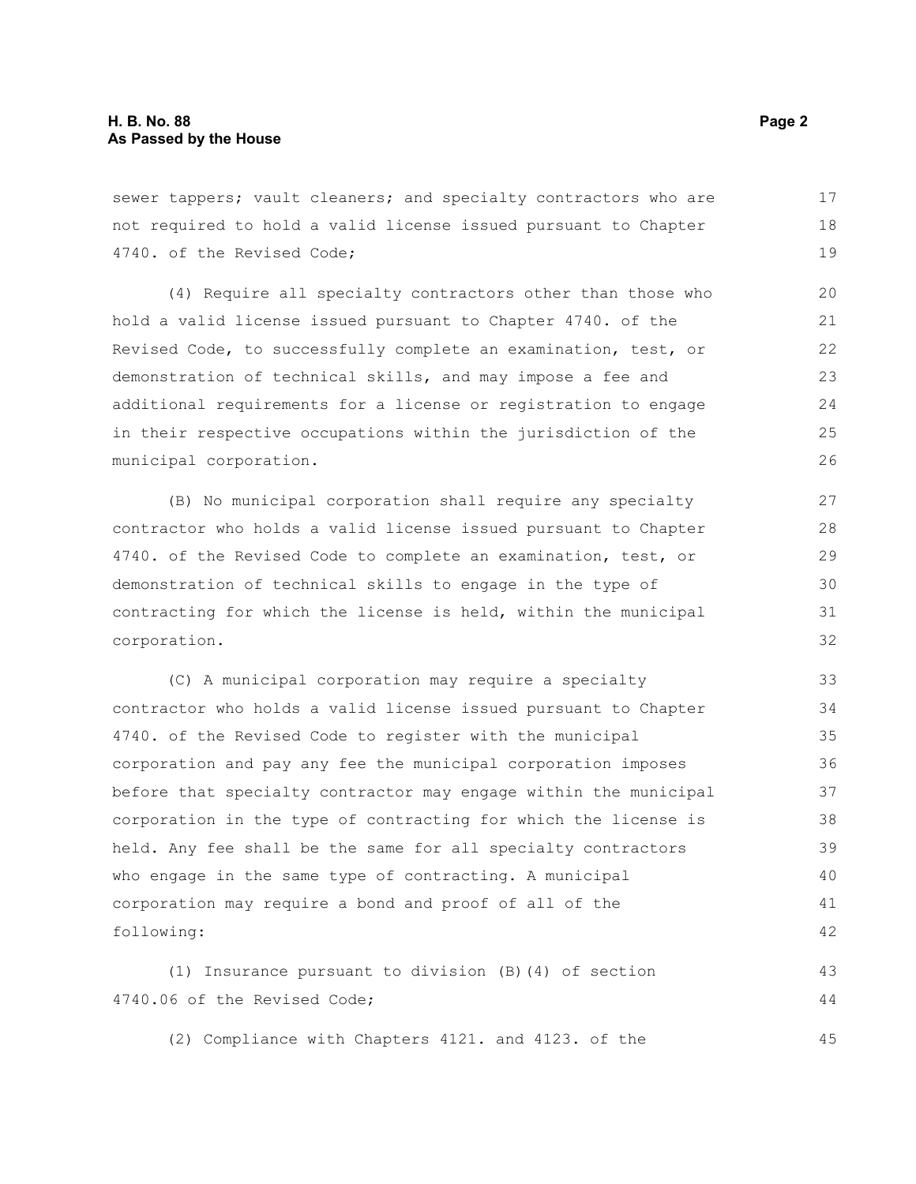sewer tappers; vault cleaners; and specialty contractors who are not required to hold a valid license issued pursuant to Chapter 4740. of the Revised Code;

(4) Require all specialty contractors other than those who hold a valid license issued pursuant to Chapter 4740. of the Revised Code, to successfully complete an examination, test, or demonstration of technical skills, and may impose a fee and additional requirements for a license or registration to engage in their respective occupations within the jurisdiction of the municipal corporation.

(B) No municipal corporation shall require any specialty contractor who holds a valid license issued pursuant to Chapter 4740. of the Revised Code to complete an examination, test, or demonstration of technical skills to engage in the type of contracting for which the license is held, within the municipal corporation.

(C) A municipal corporation may require a specialty contractor who holds a valid license issued pursuant to Chapter 4740. of the Revised Code to register with the municipal corporation and pay any fee the municipal corporation imposes before that specialty contractor may engage within the municipal corporation in the type of contracting for which the license is held. Any fee shall be the same for all specialty contractors who engage in the same type of contracting. A municipal corporation may require a bond and proof of all of the following:

(1) Insurance pursuant to division (B)(4) of section 4740.06 of the Revised Code;

(2) Compliance with Chapters 4121. and 4123. of the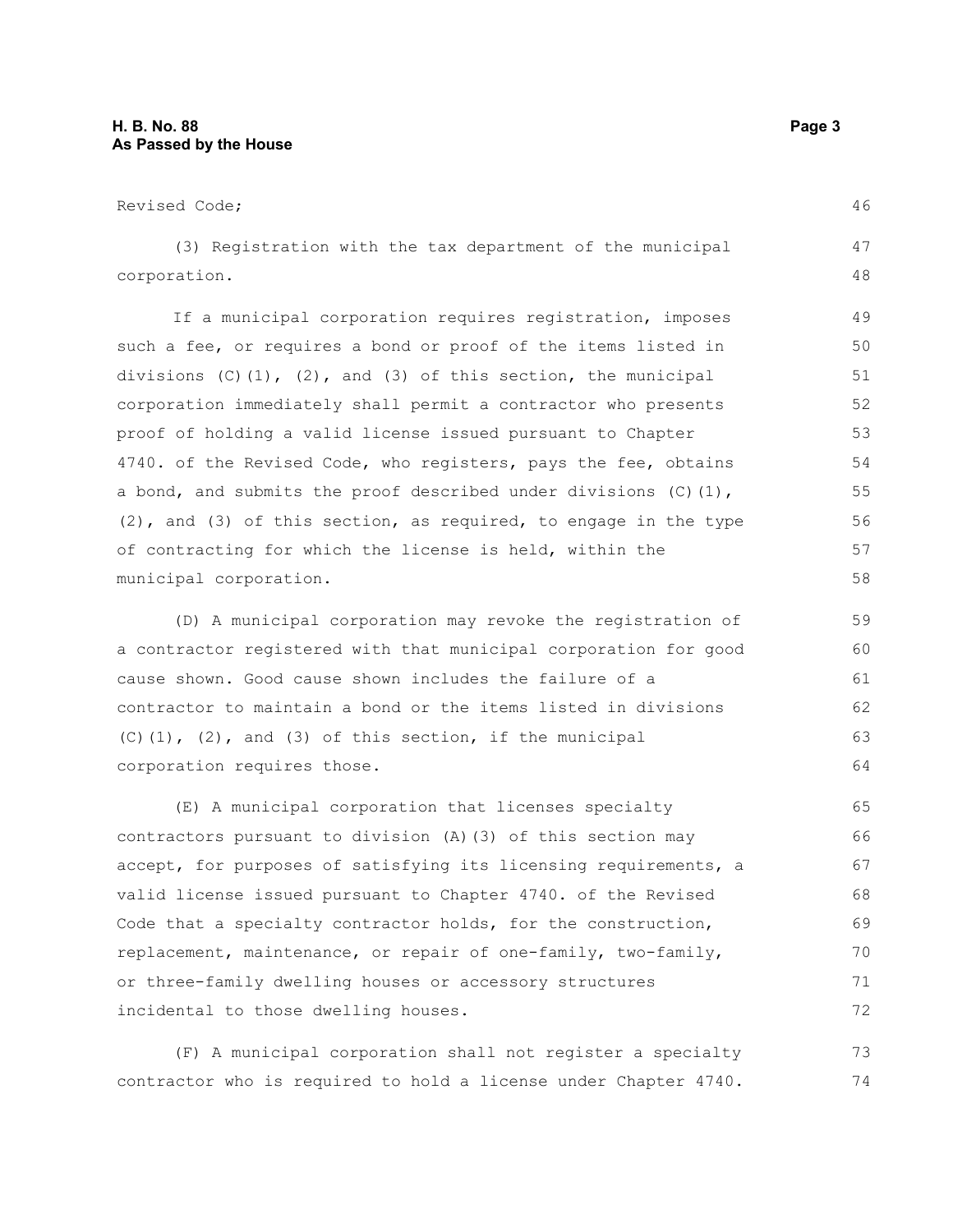Revised Code;

(3) Registration with the tax department of the municipal corporation.

If a municipal corporation requires registration, imposes such a fee, or requires a bond or proof of the items listed in divisions (C)(1), (2), and (3) of this section, the municipal corporation immediately shall permit a contractor who presents proof of holding a valid license issued pursuant to Chapter 4740. of the Revised Code, who registers, pays the fee, obtains a bond, and submits the proof described under divisions (C)(1), (2), and (3) of this section, as required, to engage in the type of contracting for which the license is held, within the municipal corporation.

(D) A municipal corporation may revoke the registration of a contractor registered with that municipal corporation for good cause shown. Good cause shown includes the failure of a contractor to maintain a bond or the items listed in divisions (C)(1), (2), and (3) of this section, if the municipal corporation requires those.

(E) A municipal corporation that licenses specialty contractors pursuant to division (A)(3) of this section may accept, for purposes of satisfying its licensing requirements, a valid license issued pursuant to Chapter 4740. of the Revised Code that a specialty contractor holds, for the construction, replacement, maintenance, or repair of one-family, two-family, or three-family dwelling houses or accessory structures incidental to those dwelling houses.

(F) A municipal corporation shall not register a specialty contractor who is required to hold a license under Chapter 4740.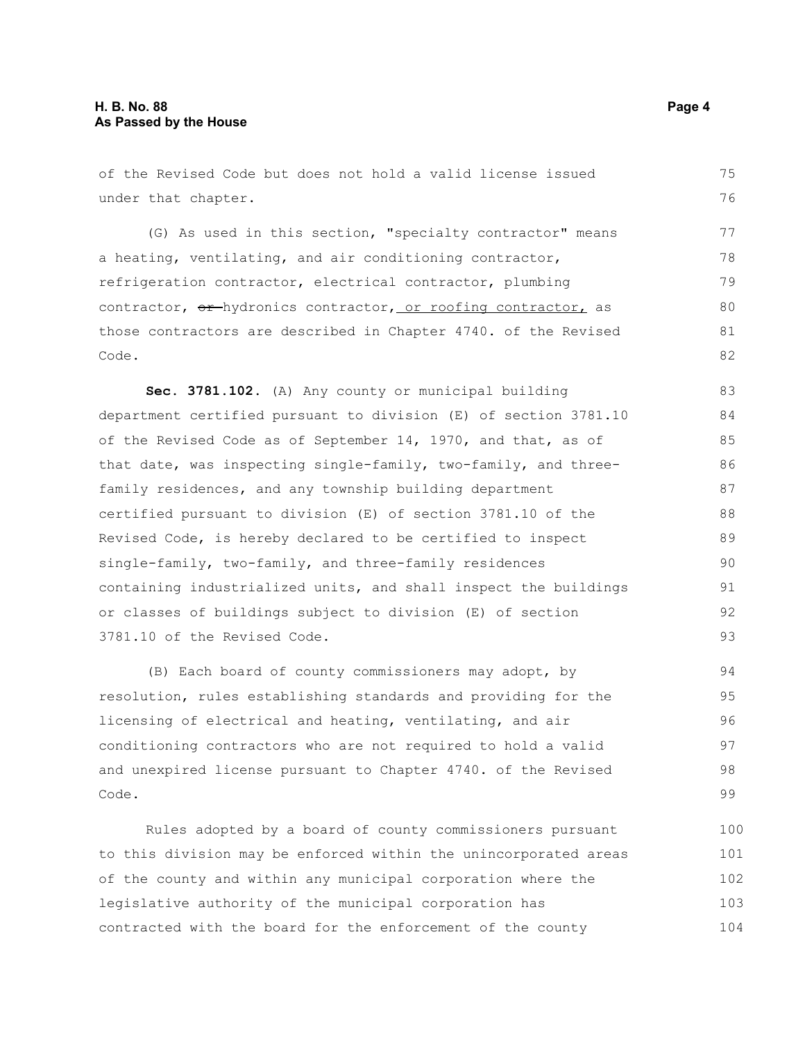of the Revised Code but does not hold a valid license issued under that chapter.

(G) As used in this section, "specialty contractor" means a heating, ventilating, and air conditioning contractor, refrigeration contractor, electrical contractor, plumbing contractor, ~~or~~ hydronics contractor, or roofing contractor, as those contractors are described in Chapter 4740. of the Revised Code.

**Sec. 3781.102.** (A) Any county or municipal building department certified pursuant to division (E) of section 3781.10 of the Revised Code as of September 14, 1970, and that, as of that date, was inspecting single-family, two-family, and three-family residences, and any township building department certified pursuant to division (E) of section 3781.10 of the Revised Code, is hereby declared to be certified to inspect single-family, two-family, and three-family residences containing industrialized units, and shall inspect the buildings or classes of buildings subject to division (E) of section 3781.10 of the Revised Code.

(B) Each board of county commissioners may adopt, by resolution, rules establishing standards and providing for the licensing of electrical and heating, ventilating, and air conditioning contractors who are not required to hold a valid and unexpired license pursuant to Chapter 4740. of the Revised Code.

Rules adopted by a board of county commissioners pursuant to this division may be enforced within the unincorporated areas of the county and within any municipal corporation where the legislative authority of the municipal corporation has contracted with the board for the enforcement of the county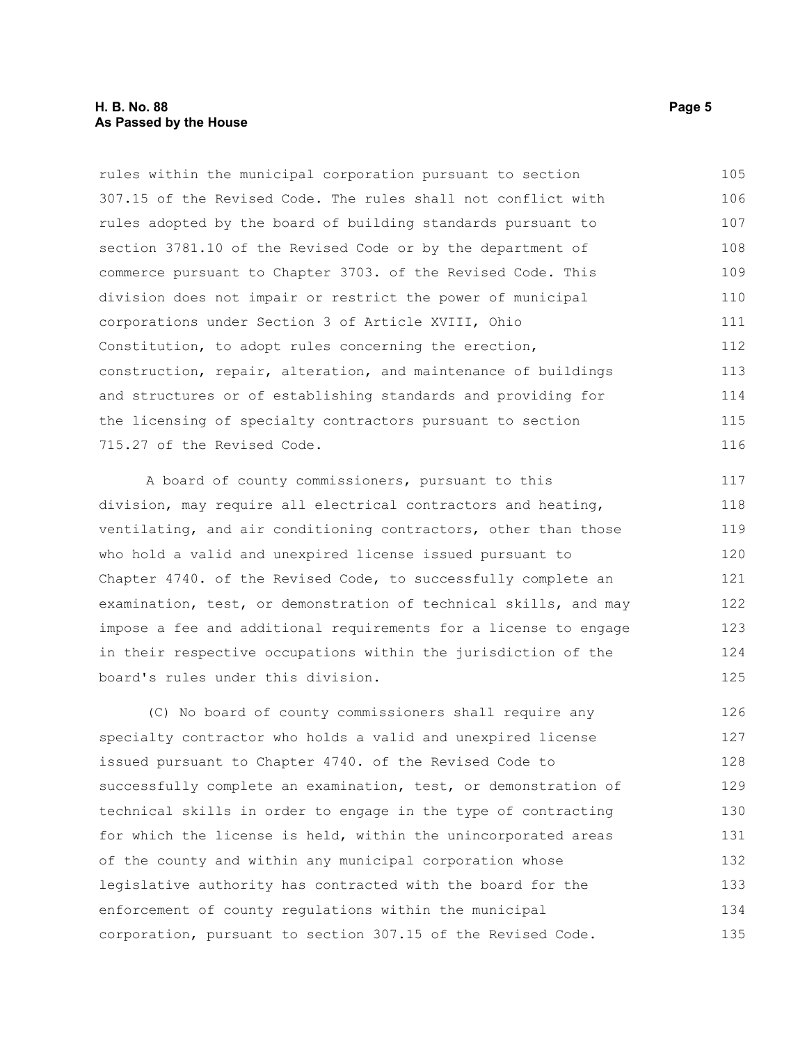rules within the municipal corporation pursuant to section 307.15 of the Revised Code. The rules shall not conflict with rules adopted by the board of building standards pursuant to section 3781.10 of the Revised Code or by the department of commerce pursuant to Chapter 3703. of the Revised Code. This division does not impair or restrict the power of municipal corporations under Section 3 of Article XVIII, Ohio Constitution, to adopt rules concerning the erection, construction, repair, alteration, and maintenance of buildings and structures or of establishing standards and providing for the licensing of specialty contractors pursuant to section 715.27 of the Revised Code.

A board of county commissioners, pursuant to this division, may require all electrical contractors and heating, ventilating, and air conditioning contractors, other than those who hold a valid and unexpired license issued pursuant to Chapter 4740. of the Revised Code, to successfully complete an examination, test, or demonstration of technical skills, and may impose a fee and additional requirements for a license to engage in their respective occupations within the jurisdiction of the board's rules under this division.

(C) No board of county commissioners shall require any specialty contractor who holds a valid and unexpired license issued pursuant to Chapter 4740. of the Revised Code to successfully complete an examination, test, or demonstration of technical skills in order to engage in the type of contracting for which the license is held, within the unincorporated areas of the county and within any municipal corporation whose legislative authority has contracted with the board for the enforcement of county regulations within the municipal corporation, pursuant to section 307.15 of the Revised Code.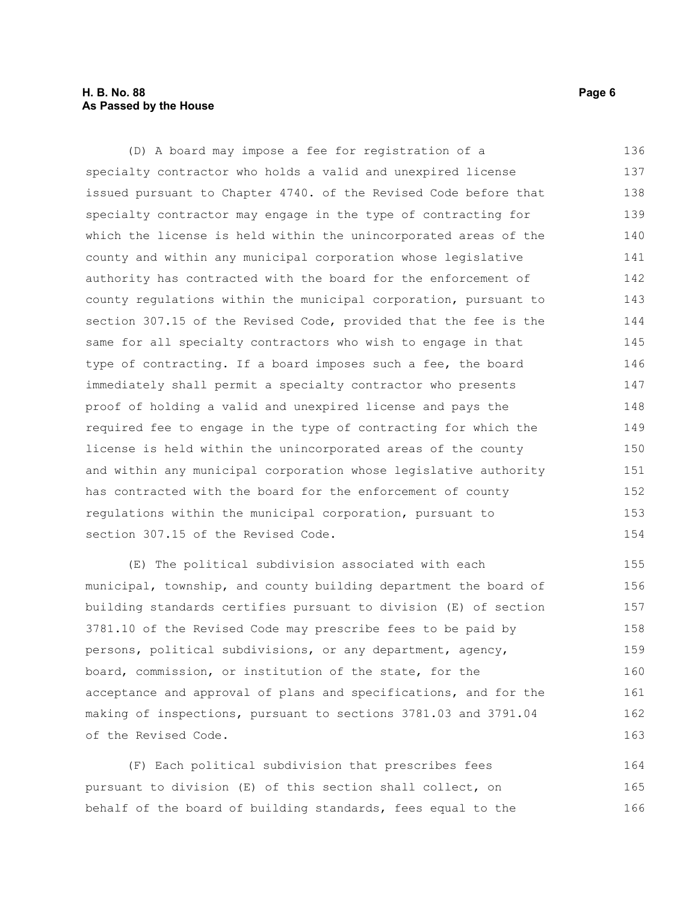(D) A board may impose a fee for registration of a specialty contractor who holds a valid and unexpired license issued pursuant to Chapter 4740. of the Revised Code before that specialty contractor may engage in the type of contracting for which the license is held within the unincorporated areas of the county and within any municipal corporation whose legislative authority has contracted with the board for the enforcement of county regulations within the municipal corporation, pursuant to section 307.15 of the Revised Code, provided that the fee is the same for all specialty contractors who wish to engage in that type of contracting. If a board imposes such a fee, the board immediately shall permit a specialty contractor who presents proof of holding a valid and unexpired license and pays the required fee to engage in the type of contracting for which the license is held within the unincorporated areas of the county and within any municipal corporation whose legislative authority has contracted with the board for the enforcement of county regulations within the municipal corporation, pursuant to section 307.15 of the Revised Code.

(E) The political subdivision associated with each municipal, township, and county building department the board of building standards certifies pursuant to division (E) of section 3781.10 of the Revised Code may prescribe fees to be paid by persons, political subdivisions, or any department, agency, board, commission, or institution of the state, for the acceptance and approval of plans and specifications, and for the making of inspections, pursuant to sections 3781.03 and 3791.04 of the Revised Code.

(F) Each political subdivision that prescribes fees pursuant to division (E) of this section shall collect, on behalf of the board of building standards, fees equal to the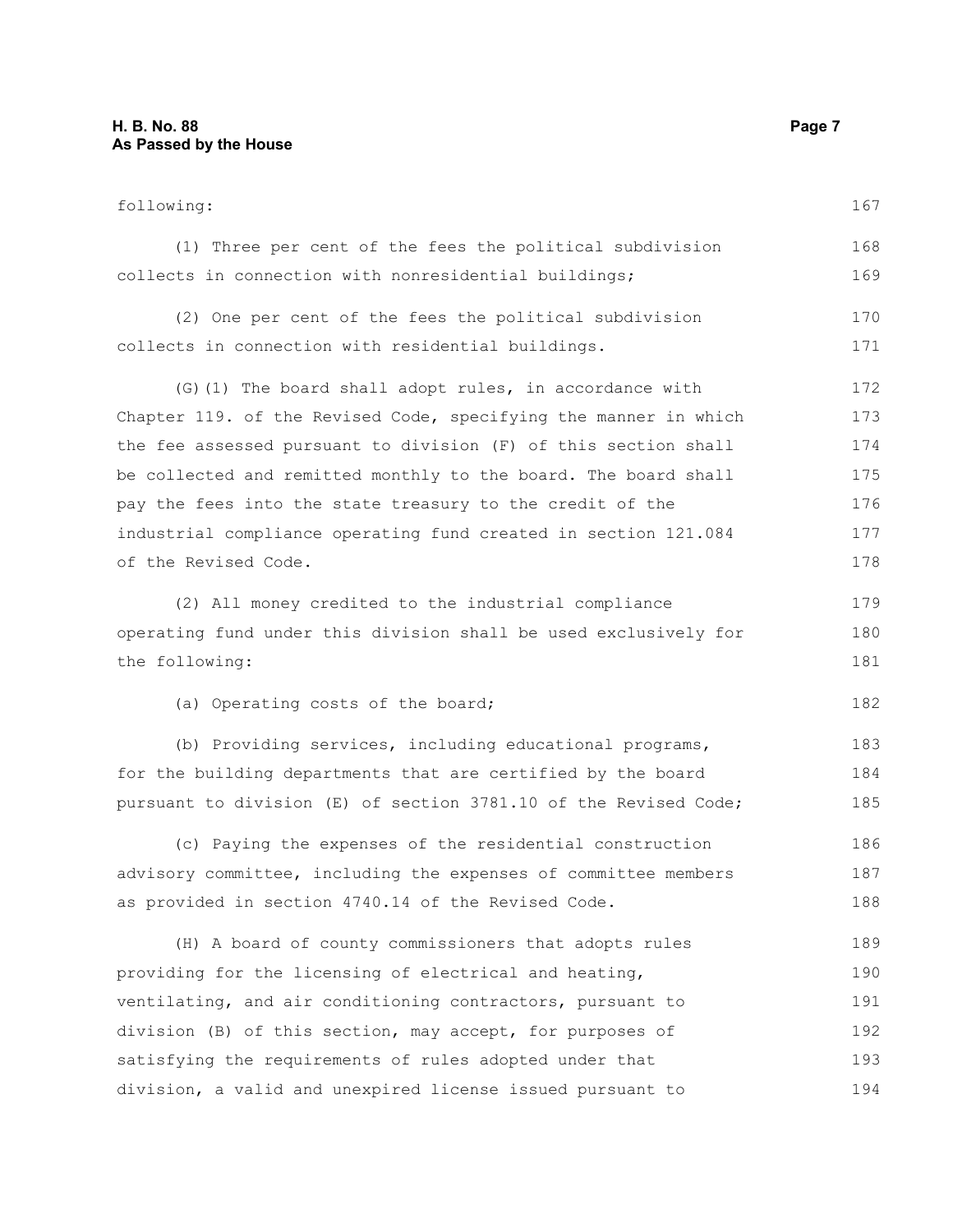following:

(1) Three per cent of the fees the political subdivision collects in connection with nonresidential buildings;

(2) One per cent of the fees the political subdivision collects in connection with residential buildings.

(G)(1) The board shall adopt rules, in accordance with Chapter 119. of the Revised Code, specifying the manner in which the fee assessed pursuant to division (F) of this section shall be collected and remitted monthly to the board. The board shall pay the fees into the state treasury to the credit of the industrial compliance operating fund created in section 121.084 of the Revised Code.

(2) All money credited to the industrial compliance operating fund under this division shall be used exclusively for the following:

(a) Operating costs of the board;

(b) Providing services, including educational programs, for the building departments that are certified by the board pursuant to division (E) of section 3781.10 of the Revised Code;

(c) Paying the expenses of the residential construction advisory committee, including the expenses of committee members as provided in section 4740.14 of the Revised Code.

(H) A board of county commissioners that adopts rules providing for the licensing of electrical and heating, ventilating, and air conditioning contractors, pursuant to division (B) of this section, may accept, for purposes of satisfying the requirements of rules adopted under that division, a valid and unexpired license issued pursuant to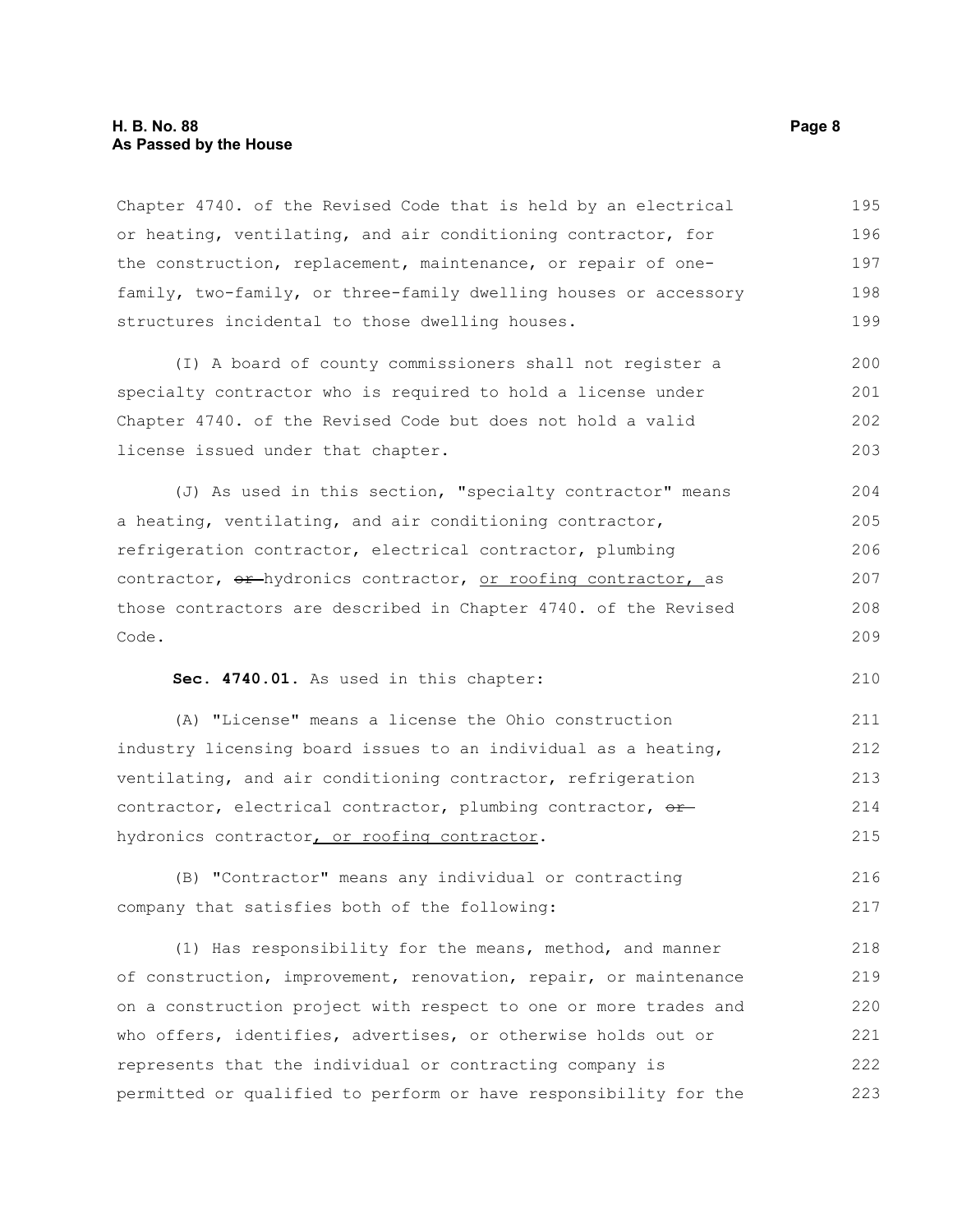Chapter 4740. of the Revised Code that is held by an electrical or heating, ventilating, and air conditioning contractor, for the construction, replacement, maintenance, or repair of one-family, two-family, or three-family dwelling houses or accessory structures incidental to those dwelling houses.

(I) A board of county commissioners shall not register a specialty contractor who is required to hold a license under Chapter 4740. of the Revised Code but does not hold a valid license issued under that chapter.

(J) As used in this section, "specialty contractor" means a heating, ventilating, and air conditioning contractor, refrigeration contractor, electrical contractor, plumbing contractor, ~~or~~ hydronics contractor, <u>or roofing contractor,</u> as those contractors are described in Chapter 4740. of the Revised Code.

**Sec. 4740.01.** As used in this chapter:

(A) "License" means a license the Ohio construction industry licensing board issues to an individual as a heating, ventilating, and air conditioning contractor, refrigeration contractor, electrical contractor, plumbing contractor, ~~or~~ hydronics contractor<u>, or roofing contractor</u>.

(B) "Contractor" means any individual or contracting company that satisfies both of the following:

(1) Has responsibility for the means, method, and manner of construction, improvement, renovation, repair, or maintenance on a construction project with respect to one or more trades and who offers, identifies, advertises, or otherwise holds out or represents that the individual or contracting company is permitted or qualified to perform or have responsibility for the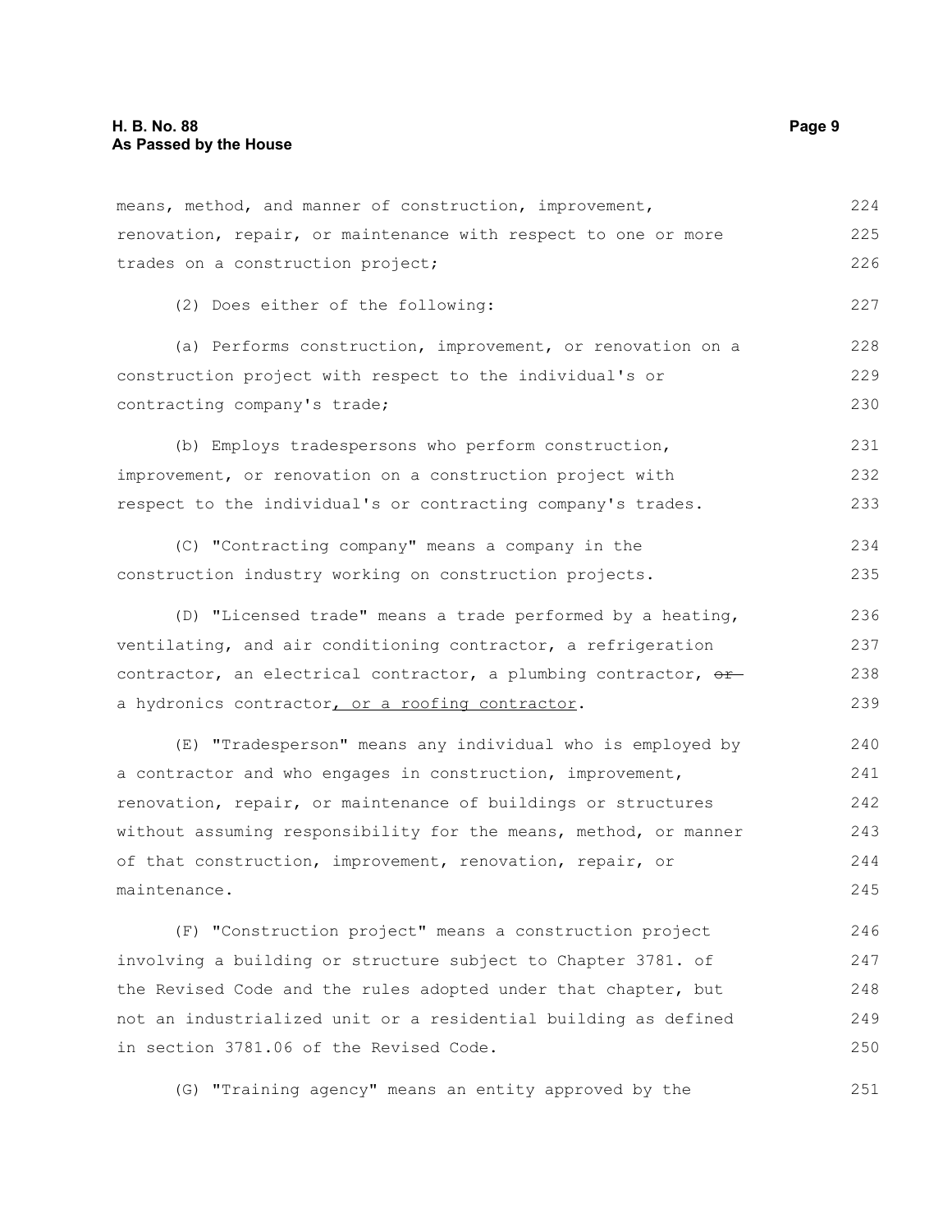means, method, and manner of construction, improvement, renovation, repair, or maintenance with respect to one or more trades on a construction project;

(2) Does either of the following:

(a) Performs construction, improvement, or renovation on a construction project with respect to the individual's or contracting company's trade;

(b) Employs tradespersons who perform construction, improvement, or renovation on a construction project with respect to the individual's or contracting company's trades.

(C) "Contracting company" means a company in the construction industry working on construction projects.

(D) "Licensed trade" means a trade performed by a heating, ventilating, and air conditioning contractor, a refrigeration contractor, an electrical contractor, a plumbing contractor, ~~or~~ a hydronics contractor, or a roofing contractor.

(E) "Tradesperson" means any individual who is employed by a contractor and who engages in construction, improvement, renovation, repair, or maintenance of buildings or structures without assuming responsibility for the means, method, or manner of that construction, improvement, renovation, repair, or maintenance.

(F) "Construction project" means a construction project involving a building or structure subject to Chapter 3781. of the Revised Code and the rules adopted under that chapter, but not an industrialized unit or a residential building as defined in section 3781.06 of the Revised Code.

(G) "Training agency" means an entity approved by the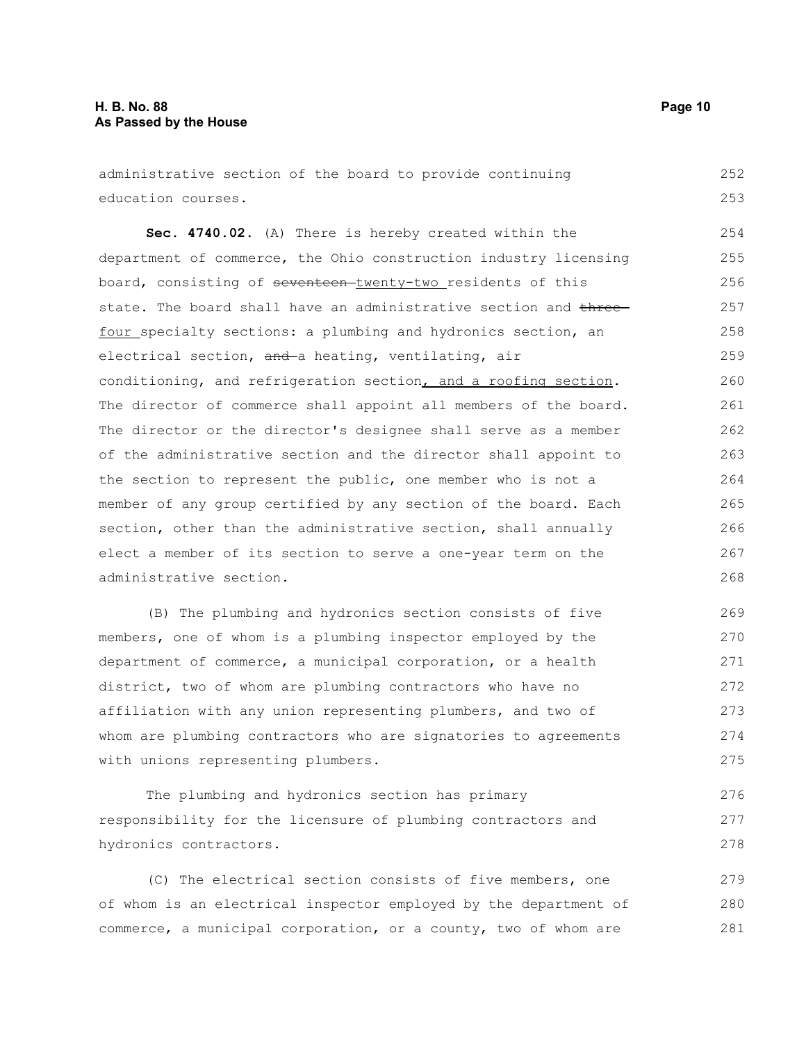administrative section of the board to provide continuing education courses.

**Sec. 4740.02.** (A) There is hereby created within the department of commerce, the Ohio construction industry licensing board, consisting of ~~seventeen~~ twenty-two residents of this state. The board shall have an administrative section and ~~three~~ four specialty sections: a plumbing and hydronics section, an electrical section, ~~and~~ a heating, ventilating, air conditioning, and refrigeration section, and a roofing section. The director of commerce shall appoint all members of the board. The director or the director's designee shall serve as a member of the administrative section and the director shall appoint to the section to represent the public, one member who is not a member of any group certified by any section of the board. Each section, other than the administrative section, shall annually elect a member of its section to serve a one-year term on the administrative section.

(B) The plumbing and hydronics section consists of five members, one of whom is a plumbing inspector employed by the department of commerce, a municipal corporation, or a health district, two of whom are plumbing contractors who have no affiliation with any union representing plumbers, and two of whom are plumbing contractors who are signatories to agreements with unions representing plumbers.

The plumbing and hydronics section has primary responsibility for the licensure of plumbing contractors and hydronics contractors.

(C) The electrical section consists of five members, one of whom is an electrical inspector employed by the department of commerce, a municipal corporation, or a county, two of whom are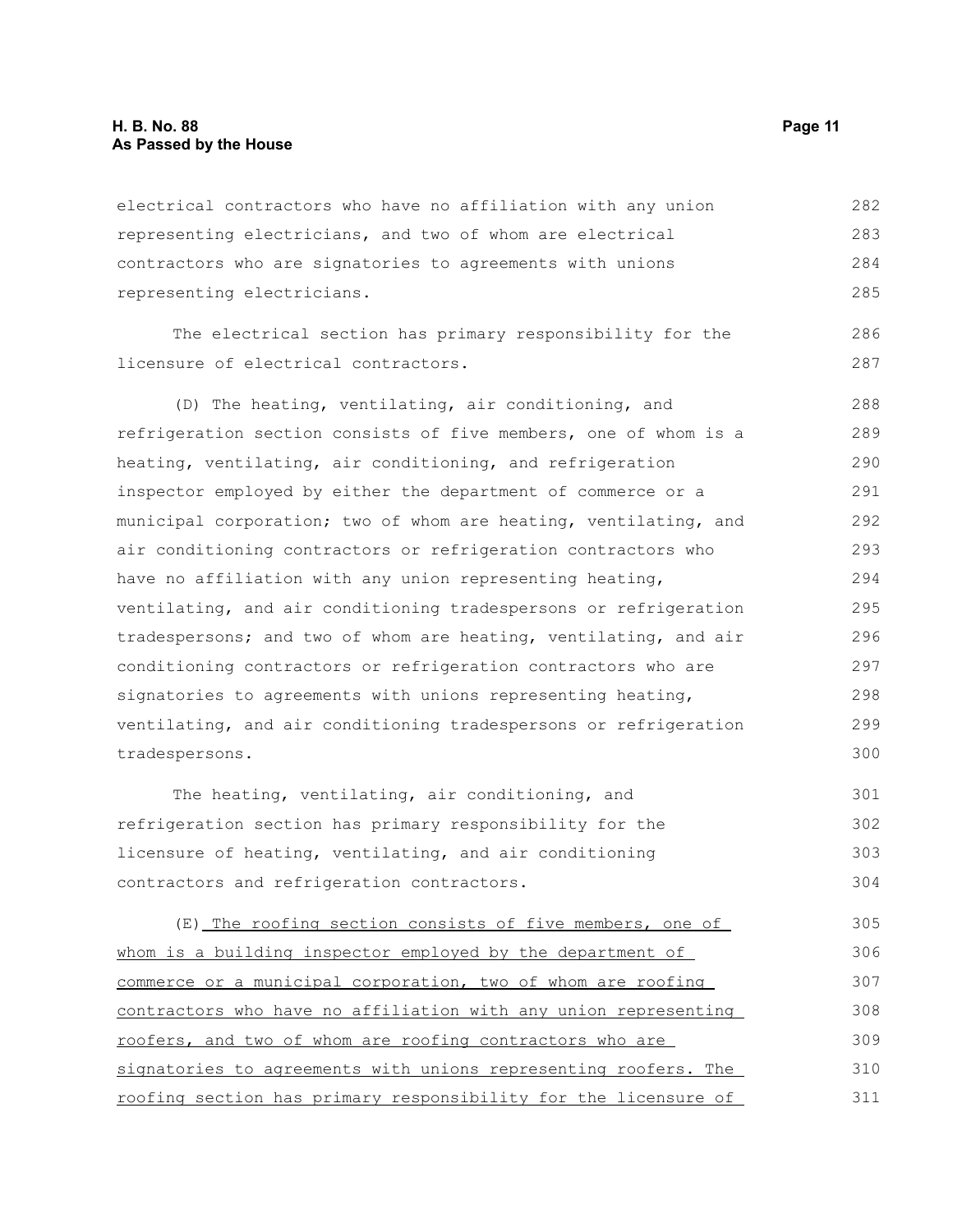electrical contractors who have no affiliation with any union representing electricians, and two of whom are electrical contractors who are signatories to agreements with unions representing electricians.

The electrical section has primary responsibility for the licensure of electrical contractors.

(D) The heating, ventilating, air conditioning, and refrigeration section consists of five members, one of whom is a heating, ventilating, air conditioning, and refrigeration inspector employed by either the department of commerce or a municipal corporation; two of whom are heating, ventilating, and air conditioning contractors or refrigeration contractors who have no affiliation with any union representing heating, ventilating, and air conditioning tradespersons or refrigeration tradespersons; and two of whom are heating, ventilating, and air conditioning contractors or refrigeration contractors who are signatories to agreements with unions representing heating, ventilating, and air conditioning tradespersons or refrigeration tradespersons.

The heating, ventilating, air conditioning, and refrigeration section has primary responsibility for the licensure of heating, ventilating, and air conditioning contractors and refrigeration contractors.

(E) The roofing section consists of five members, one of whom is a building inspector employed by the department of commerce or a municipal corporation, two of whom are roofing contractors who have no affiliation with any union representing roofers, and two of whom are roofing contractors who are signatories to agreements with unions representing roofers. The roofing section has primary responsibility for the licensure of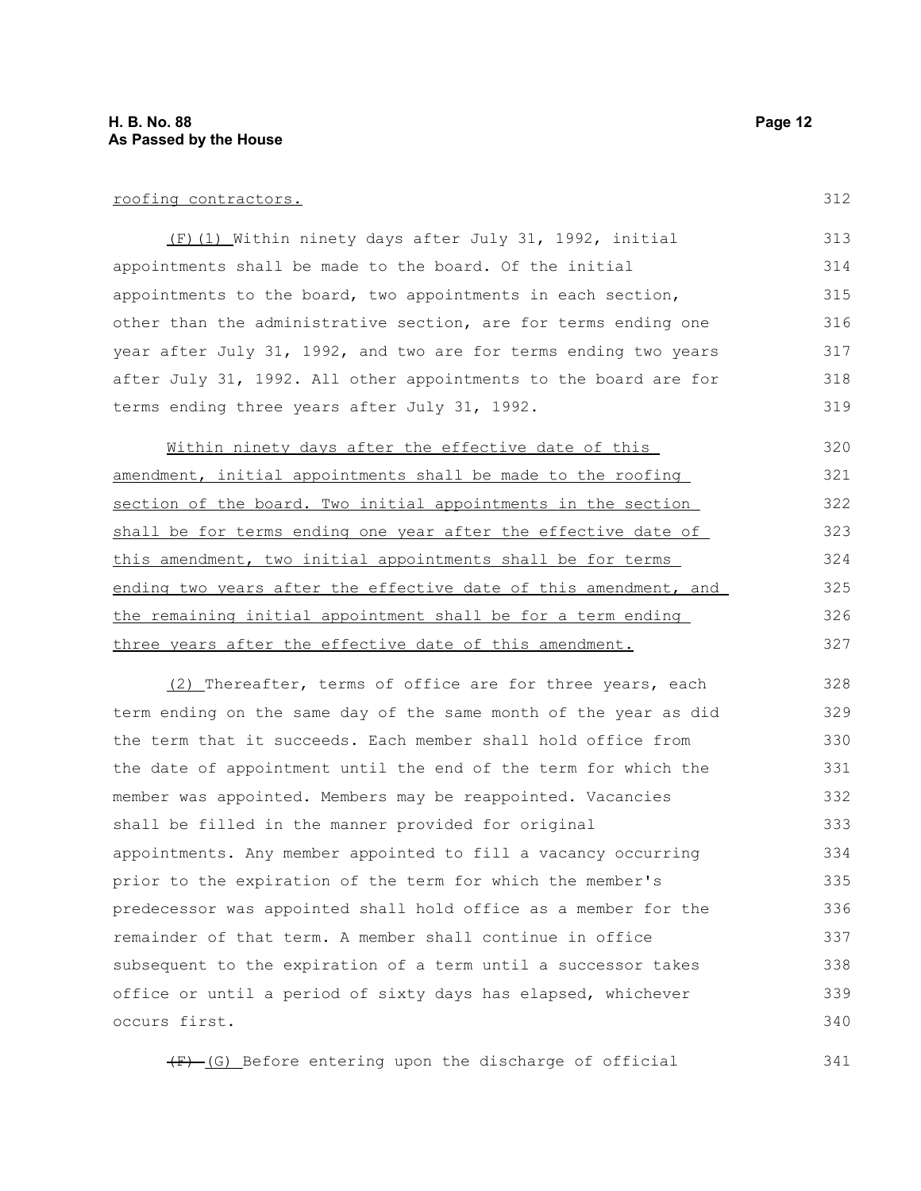roofing contractors.

(F)(1) Within ninety days after July 31, 1992, initial appointments shall be made to the board. Of the initial appointments to the board, two appointments in each section, other than the administrative section, are for terms ending one year after July 31, 1992, and two are for terms ending two years after July 31, 1992. All other appointments to the board are for terms ending three years after July 31, 1992.

Within ninety days after the effective date of this amendment, initial appointments shall be made to the roofing section of the board. Two initial appointments in the section shall be for terms ending one year after the effective date of this amendment, two initial appointments shall be for terms ending two years after the effective date of this amendment, and the remaining initial appointment shall be for a term ending three years after the effective date of this amendment.

(2) Thereafter, terms of office are for three years, each term ending on the same day of the same month of the year as did the term that it succeeds. Each member shall hold office from the date of appointment until the end of the term for which the member was appointed. Members may be reappointed. Vacancies shall be filled in the manner provided for original appointments. Any member appointed to fill a vacancy occurring prior to the expiration of the term for which the member's predecessor was appointed shall hold office as a member for the remainder of that term. A member shall continue in office subsequent to the expiration of a term until a successor takes office or until a period of sixty days has elapsed, whichever occurs first.

~~(F)~~ (G) Before entering upon the discharge of official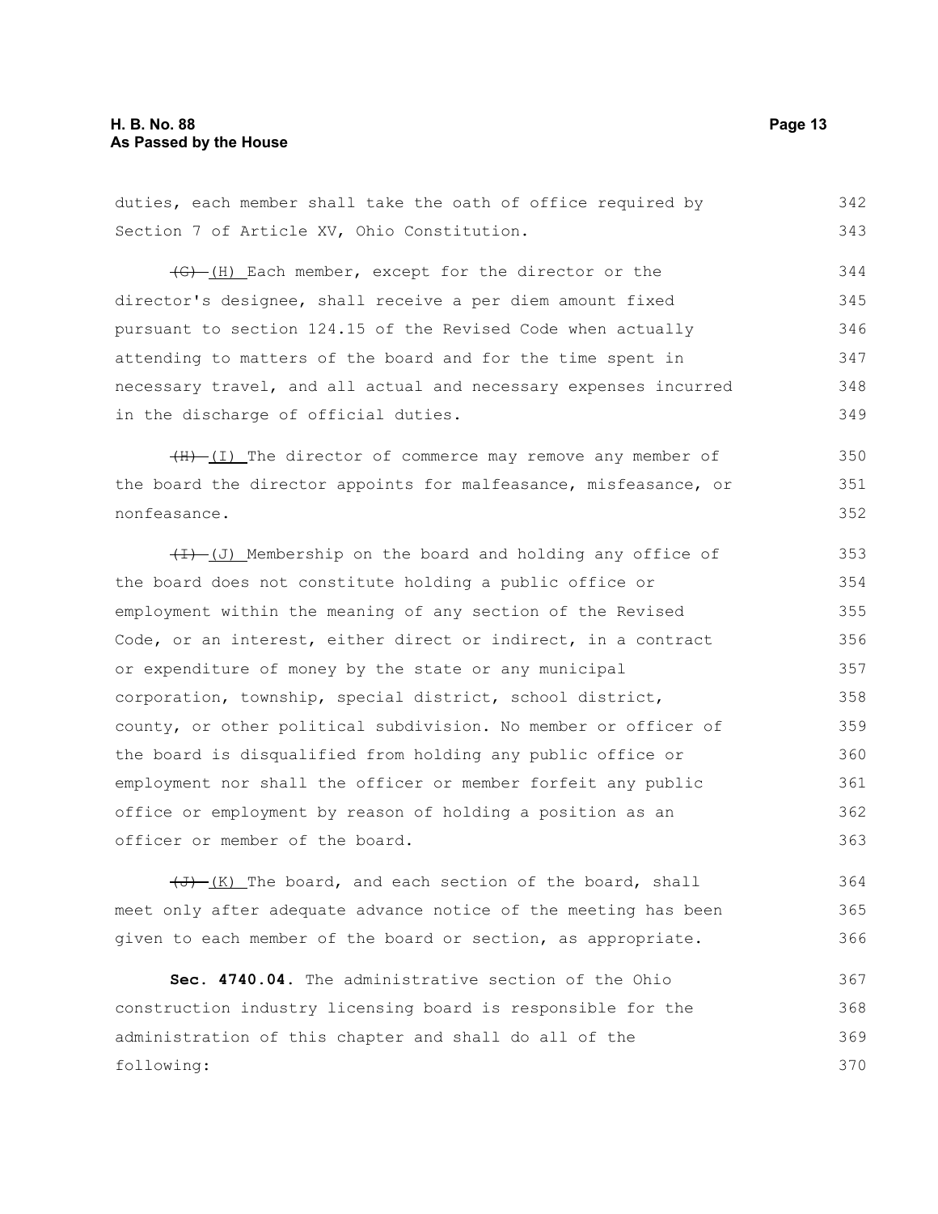duties, each member shall take the oath of office required by Section 7 of Article XV, Ohio Constitution.

~~(G)~~ (H) Each member, except for the director or the director's designee, shall receive a per diem amount fixed pursuant to section 124.15 of the Revised Code when actually attending to matters of the board and for the time spent in necessary travel, and all actual and necessary expenses incurred in the discharge of official duties.

~~(H)~~ (I) The director of commerce may remove any member of the board the director appoints for malfeasance, misfeasance, or nonfeasance.

~~(I)~~ (J) Membership on the board and holding any office of the board does not constitute holding a public office or employment within the meaning of any section of the Revised Code, or an interest, either direct or indirect, in a contract or expenditure of money by the state or any municipal corporation, township, special district, school district, county, or other political subdivision. No member or officer of the board is disqualified from holding any public office or employment nor shall the officer or member forfeit any public office or employment by reason of holding a position as an officer or member of the board.

~~(J)~~ (K) The board, and each section of the board, shall meet only after adequate advance notice of the meeting has been given to each member of the board or section, as appropriate.

**Sec. 4740.04.** The administrative section of the Ohio construction industry licensing board is responsible for the administration of this chapter and shall do all of the following: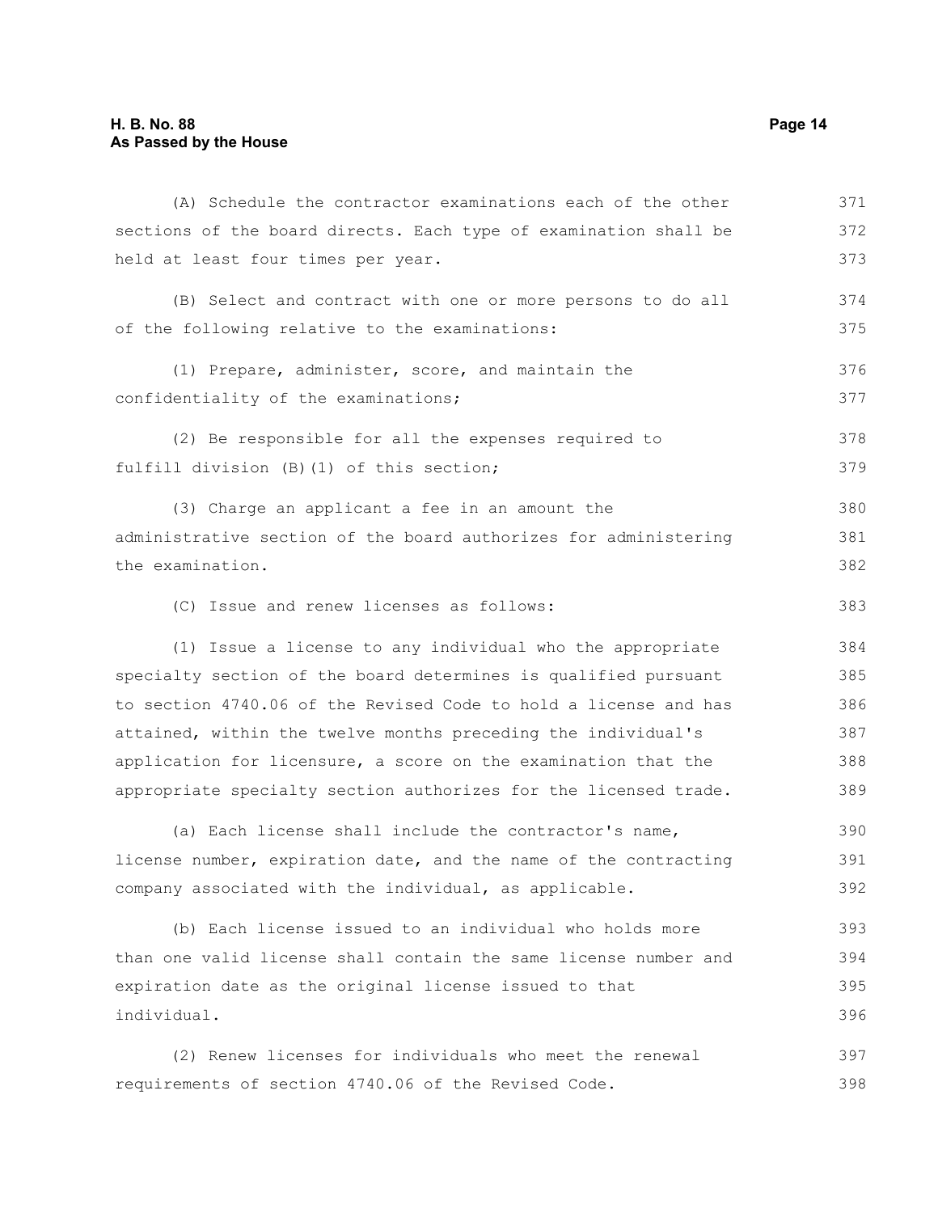(A) Schedule the contractor examinations each of the other sections of the board directs. Each type of examination shall be held at least four times per year.

(B) Select and contract with one or more persons to do all of the following relative to the examinations:

(1) Prepare, administer, score, and maintain the confidentiality of the examinations;

(2) Be responsible for all the expenses required to fulfill division (B)(1) of this section;

(3) Charge an applicant a fee in an amount the administrative section of the board authorizes for administering the examination.

(C) Issue and renew licenses as follows:

(1) Issue a license to any individual who the appropriate specialty section of the board determines is qualified pursuant to section 4740.06 of the Revised Code to hold a license and has attained, within the twelve months preceding the individual's application for licensure, a score on the examination that the appropriate specialty section authorizes for the licensed trade.

(a) Each license shall include the contractor's name, license number, expiration date, and the name of the contracting company associated with the individual, as applicable.

(b) Each license issued to an individual who holds more than one valid license shall contain the same license number and expiration date as the original license issued to that individual.

(2) Renew licenses for individuals who meet the renewal requirements of section 4740.06 of the Revised Code.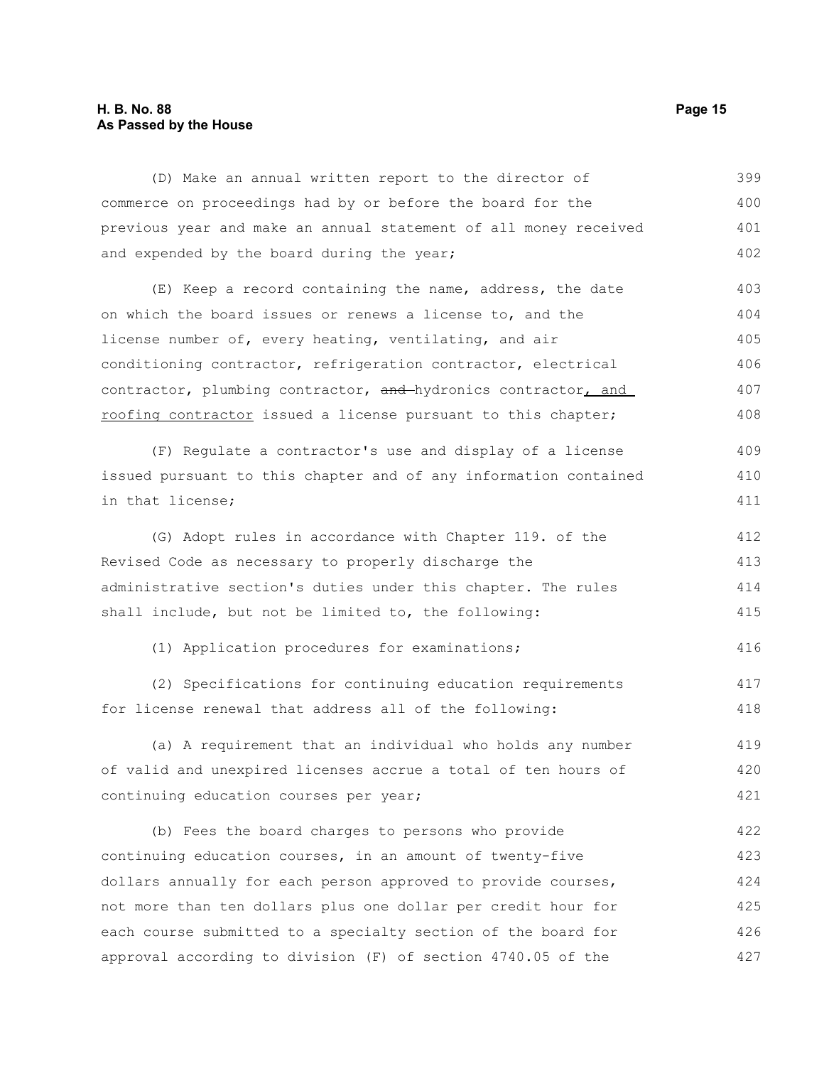(D) Make an annual written report to the director of commerce on proceedings had by or before the board for the previous year and make an annual statement of all money received and expended by the board during the year;

(E) Keep a record containing the name, address, the date on which the board issues or renews a license to, and the license number of, every heating, ventilating, and air conditioning contractor, refrigeration contractor, electrical contractor, plumbing contractor, ~~and~~ hydronics contractor, and roofing contractor issued a license pursuant to this chapter;

(F) Regulate a contractor's use and display of a license issued pursuant to this chapter and of any information contained in that license;

(G) Adopt rules in accordance with Chapter 119. of the Revised Code as necessary to properly discharge the administrative section's duties under this chapter. The rules shall include, but not be limited to, the following:

(1) Application procedures for examinations;

(2) Specifications for continuing education requirements for license renewal that address all of the following:

(a) A requirement that an individual who holds any number of valid and unexpired licenses accrue a total of ten hours of continuing education courses per year;

(b) Fees the board charges to persons who provide continuing education courses, in an amount of twenty-five dollars annually for each person approved to provide courses, not more than ten dollars plus one dollar per credit hour for each course submitted to a specialty section of the board for approval according to division (F) of section 4740.05 of the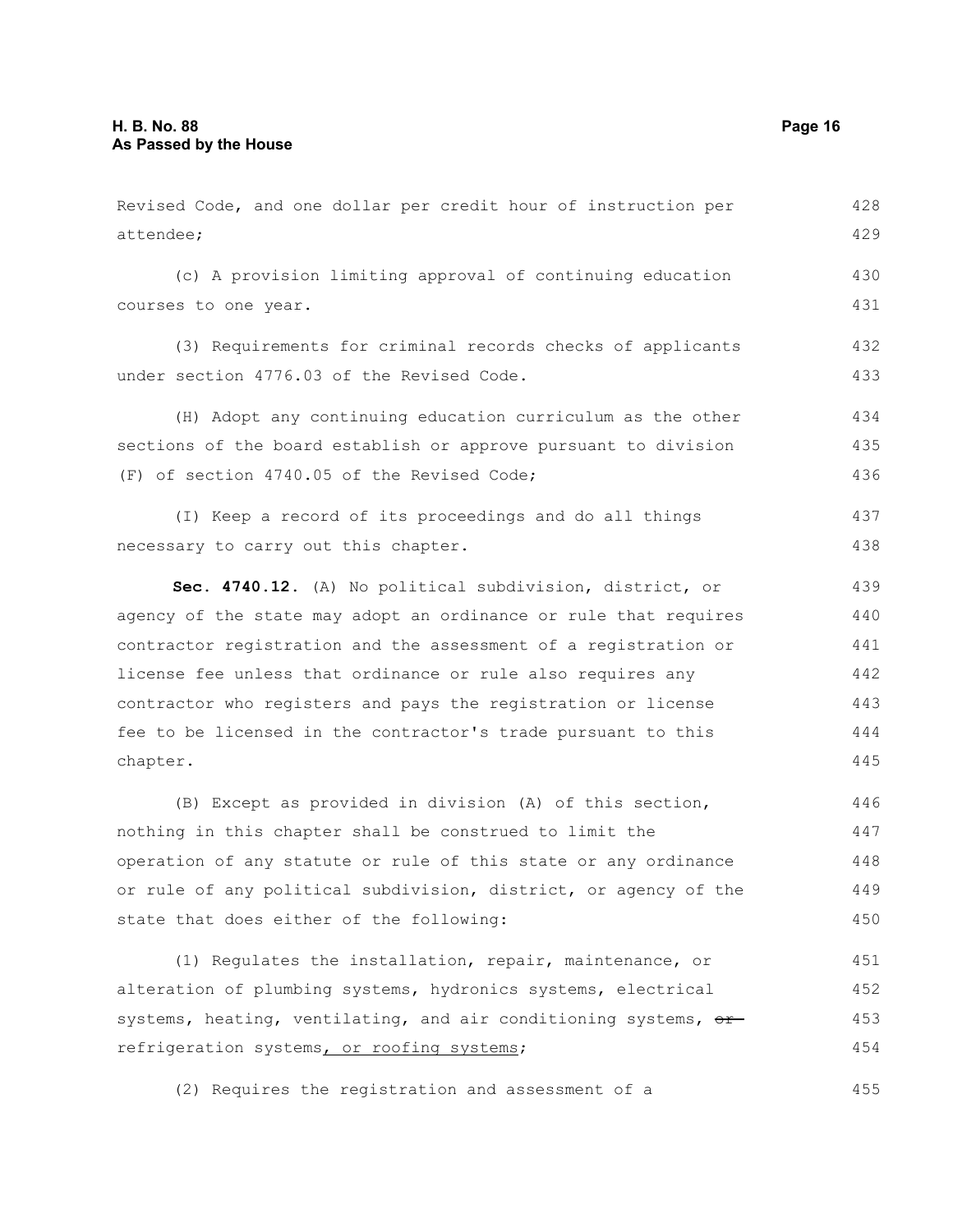Revised Code, and one dollar per credit hour of instruction per attendee;

(c) A provision limiting approval of continuing education courses to one year.

(3) Requirements for criminal records checks of applicants under section 4776.03 of the Revised Code.

(H) Adopt any continuing education curriculum as the other sections of the board establish or approve pursuant to division (F) of section 4740.05 of the Revised Code;

(I) Keep a record of its proceedings and do all things necessary to carry out this chapter.

**Sec. 4740.12.** (A) No political subdivision, district, or agency of the state may adopt an ordinance or rule that requires contractor registration and the assessment of a registration or license fee unless that ordinance or rule also requires any contractor who registers and pays the registration or license fee to be licensed in the contractor's trade pursuant to this chapter.

(B) Except as provided in division (A) of this section, nothing in this chapter shall be construed to limit the operation of any statute or rule of this state or any ordinance or rule of any political subdivision, district, or agency of the state that does either of the following:

(1) Regulates the installation, repair, maintenance, or alteration of plumbing systems, hydronics systems, electrical systems, heating, ventilating, and air conditioning systems, ~~or~~ refrigeration systems, or roofing systems;

(2) Requires the registration and assessment of a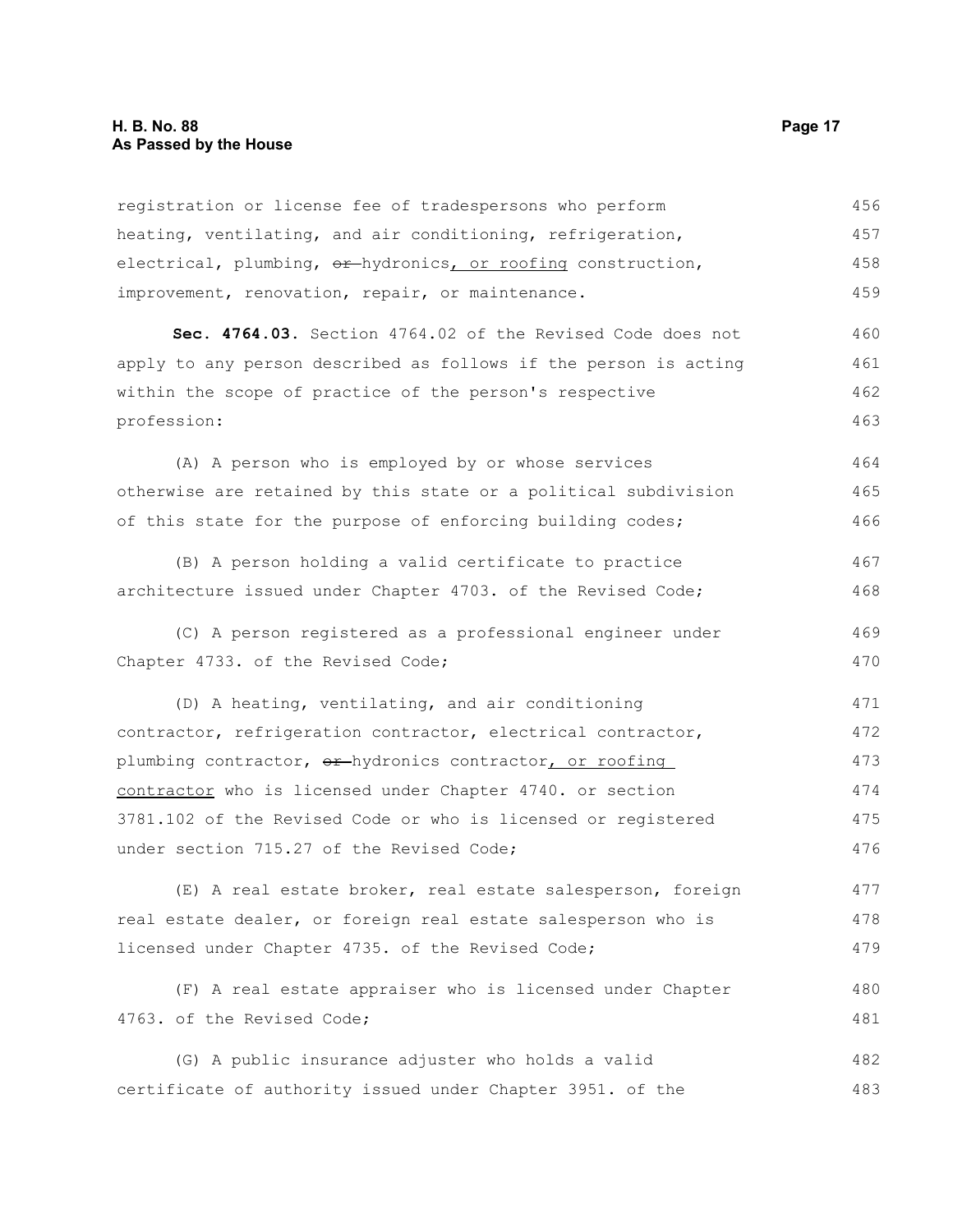registration or license fee of tradespersons who perform heating, ventilating, and air conditioning, refrigeration, electrical, plumbing, ~~or~~ hydronics, or roofing construction, improvement, renovation, repair, or maintenance.

**Sec. 4764.03.** Section 4764.02 of the Revised Code does not apply to any person described as follows if the person is acting within the scope of practice of the person's respective profession:

(A) A person who is employed by or whose services otherwise are retained by this state or a political subdivision of this state for the purpose of enforcing building codes;

(B) A person holding a valid certificate to practice architecture issued under Chapter 4703. of the Revised Code;

(C) A person registered as a professional engineer under Chapter 4733. of the Revised Code;

(D) A heating, ventilating, and air conditioning contractor, refrigeration contractor, electrical contractor, plumbing contractor, ~~or~~ hydronics contractor, or roofing contractor who is licensed under Chapter 4740. or section 3781.102 of the Revised Code or who is licensed or registered under section 715.27 of the Revised Code;

(E) A real estate broker, real estate salesperson, foreign real estate dealer, or foreign real estate salesperson who is licensed under Chapter 4735. of the Revised Code;

(F) A real estate appraiser who is licensed under Chapter 4763. of the Revised Code;

(G) A public insurance adjuster who holds a valid certificate of authority issued under Chapter 3951. of the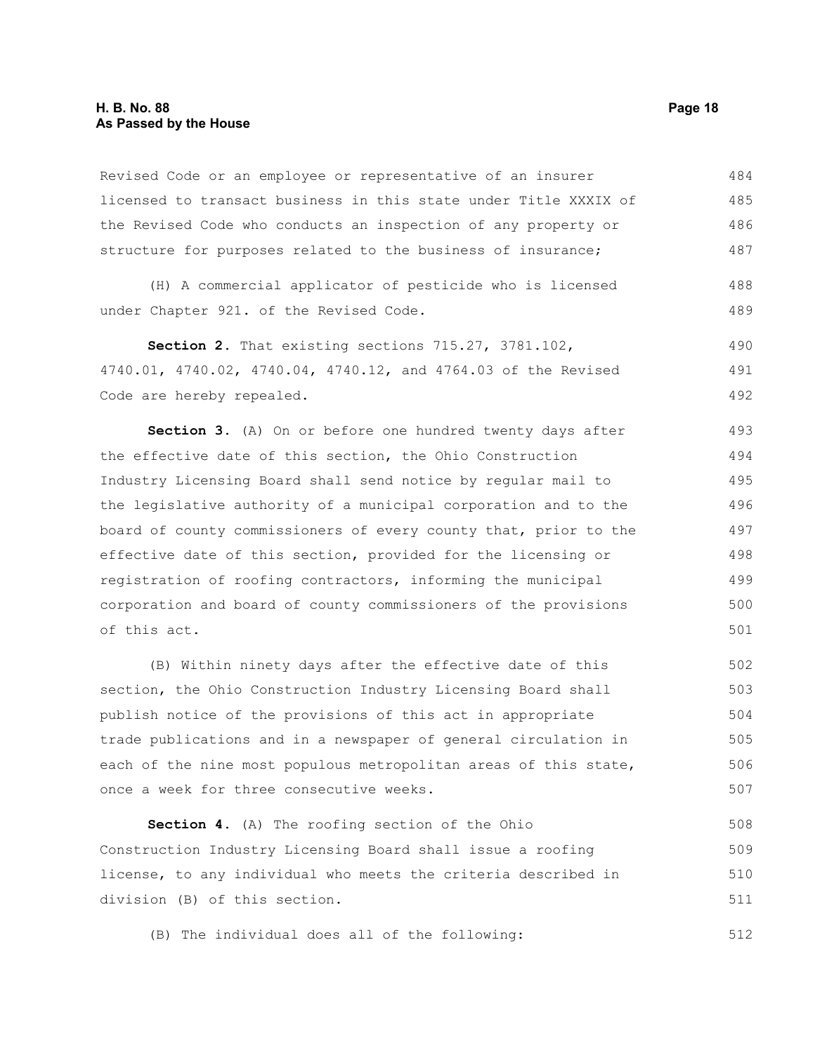Revised Code or an employee or representative of an insurer licensed to transact business in this state under Title XXXIX of the Revised Code who conducts an inspection of any property or structure for purposes related to the business of insurance;

(H) A commercial applicator of pesticide who is licensed under Chapter 921. of the Revised Code.

**Section 2.** That existing sections 715.27, 3781.102, 4740.01, 4740.02, 4740.04, 4740.12, and 4764.03 of the Revised Code are hereby repealed.

**Section 3.** (A) On or before one hundred twenty days after the effective date of this section, the Ohio Construction Industry Licensing Board shall send notice by regular mail to the legislative authority of a municipal corporation and to the board of county commissioners of every county that, prior to the effective date of this section, provided for the licensing or registration of roofing contractors, informing the municipal corporation and board of county commissioners of the provisions of this act.

(B) Within ninety days after the effective date of this section, the Ohio Construction Industry Licensing Board shall publish notice of the provisions of this act in appropriate trade publications and in a newspaper of general circulation in each of the nine most populous metropolitan areas of this state, once a week for three consecutive weeks.

**Section 4.** (A) The roofing section of the Ohio Construction Industry Licensing Board shall issue a roofing license, to any individual who meets the criteria described in division (B) of this section.

(B) The individual does all of the following: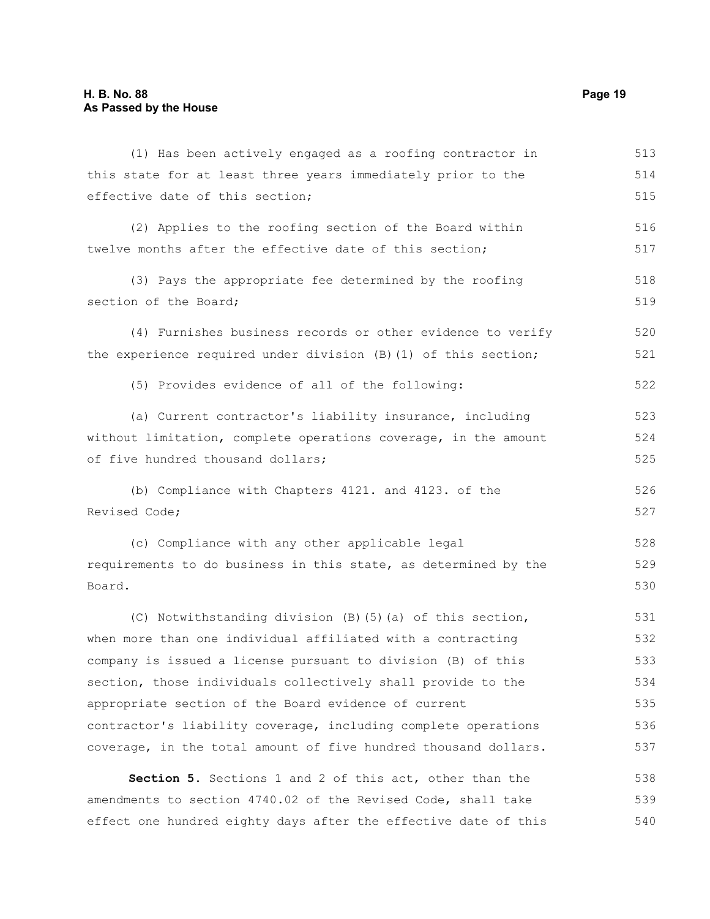(1) Has been actively engaged as a roofing contractor in this state for at least three years immediately prior to the effective date of this section;

(2) Applies to the roofing section of the Board within twelve months after the effective date of this section;

(3) Pays the appropriate fee determined by the roofing section of the Board;

(4) Furnishes business records or other evidence to verify the experience required under division (B)(1) of this section;

(5) Provides evidence of all of the following:

(a) Current contractor's liability insurance, including without limitation, complete operations coverage, in the amount of five hundred thousand dollars;

(b) Compliance with Chapters 4121. and 4123. of the Revised Code;

(c) Compliance with any other applicable legal requirements to do business in this state, as determined by the Board.

(C) Notwithstanding division (B)(5)(a) of this section, when more than one individual affiliated with a contracting company is issued a license pursuant to division (B) of this section, those individuals collectively shall provide to the appropriate section of the Board evidence of current contractor's liability coverage, including complete operations coverage, in the total amount of five hundred thousand dollars.

**Section 5.** Sections 1 and 2 of this act, other than the amendments to section 4740.02 of the Revised Code, shall take effect one hundred eighty days after the effective date of this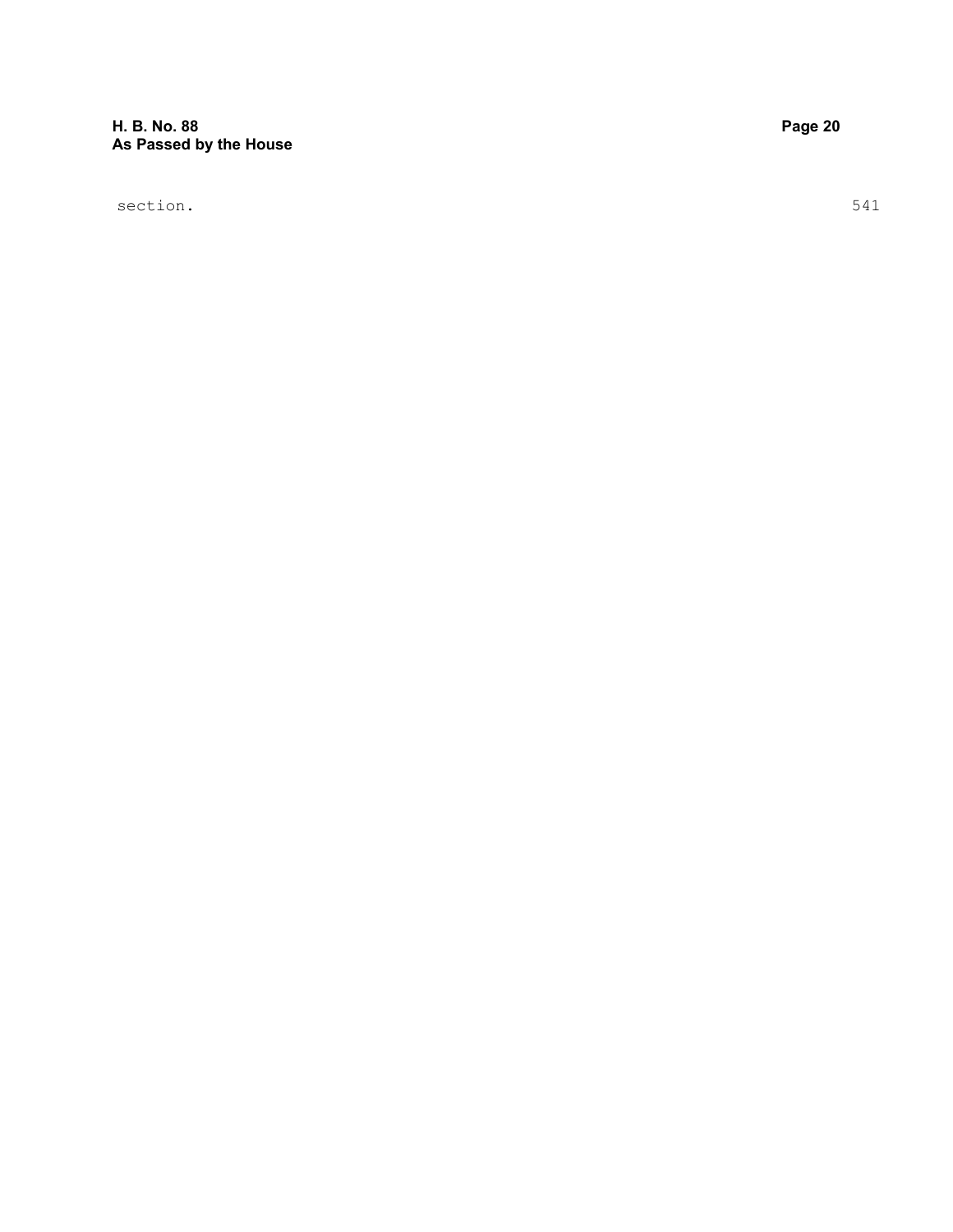section.